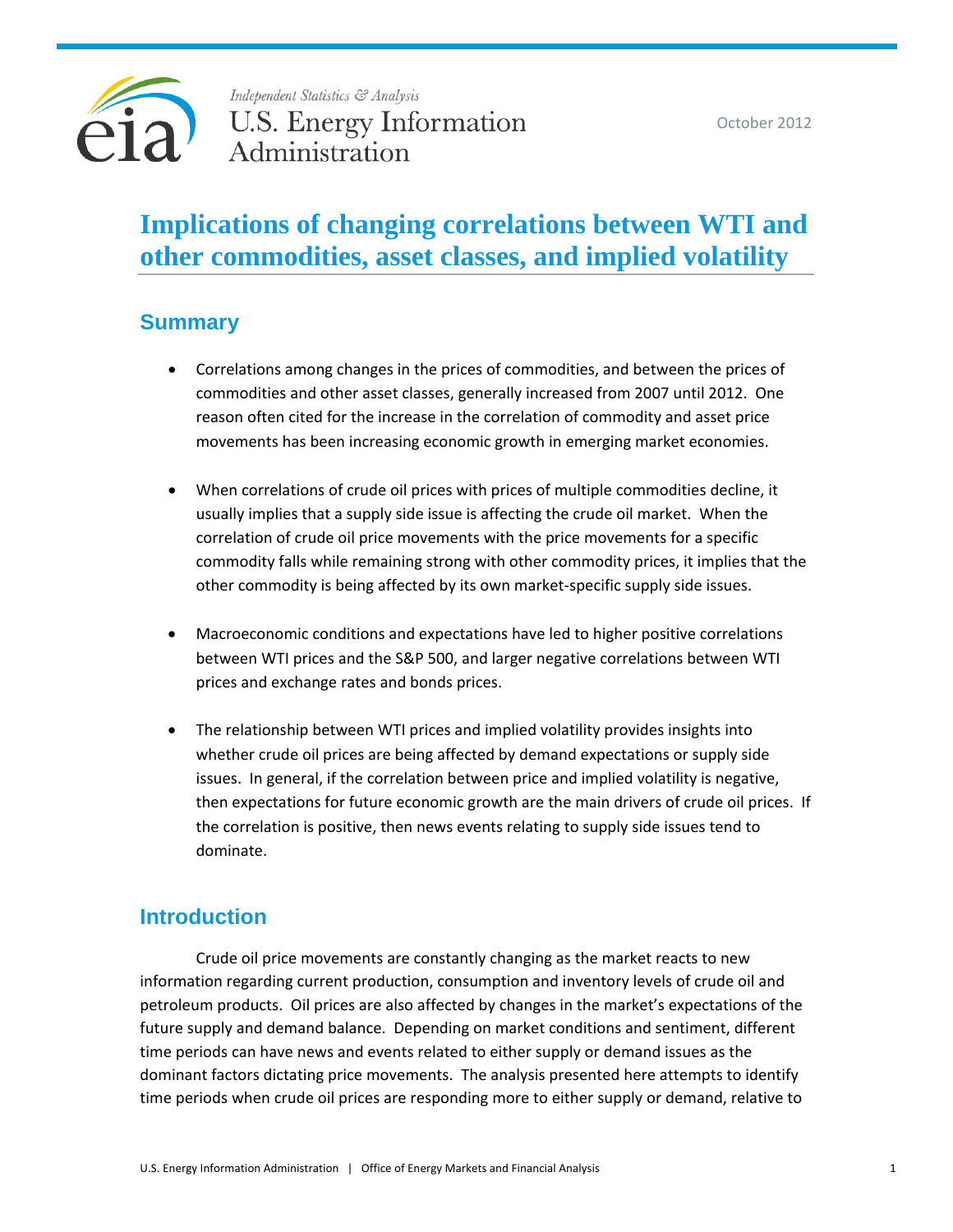Independent Statistics & Analysis
U.S. Energy Information Administration

October 2012

# Implications of changing correlations between WTI and other commodities, asset classes, and implied volatility

## Summary

- Correlations among changes in the prices of commodities, and between the prices of commodities and other asset classes, generally increased from 2007 until 2012. One reason often cited for the increase in the correlation of commodity and asset price movements has been increasing economic growth in emerging market economies.

- When correlations of crude oil prices with prices of multiple commodities decline, it usually implies that a supply side issue is affecting the crude oil market. When the correlation of crude oil price movements with the price movements for a specific commodity falls while remaining strong with other commodity prices, it implies that the other commodity is being affected by its own market-specific supply side issues.

- Macroeconomic conditions and expectations have led to higher positive correlations between WTI prices and the S&P 500, and larger negative correlations between WTI prices and exchange rates and bonds prices.

- The relationship between WTI prices and implied volatility provides insights into whether crude oil prices are being affected by demand expectations or supply side issues. In general, if the correlation between price and implied volatility is negative, then expectations for future economic growth are the main drivers of crude oil prices. If the correlation is positive, then news events relating to supply side issues tend to dominate.

## Introduction

Crude oil price movements are constantly changing as the market reacts to new information regarding current production, consumption and inventory levels of crude oil and petroleum products. Oil prices are also affected by changes in the market's expectations of the future supply and demand balance. Depending on market conditions and sentiment, different time periods can have news and events related to either supply or demand issues as the dominant factors dictating price movements. The analysis presented here attempts to identify time periods when crude oil prices are responding more to either supply or demand, relative to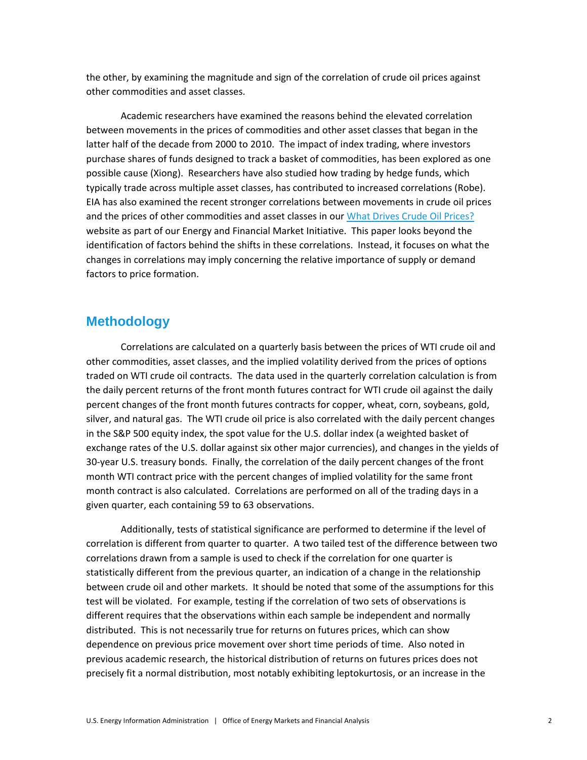the other, by examining the magnitude and sign of the correlation of crude oil prices against other commodities and asset classes.

Academic researchers have examined the reasons behind the elevated correlation between movements in the prices of commodities and other asset classes that began in the latter half of the decade from 2000 to 2010. The impact of index trading, where investors purchase shares of funds designed to track a basket of commodities, has been explored as one possible cause (Xiong). Researchers have also studied how trading by hedge funds, which typically trade across multiple asset classes, has contributed to increased correlations (Robe). EIA has also examined the recent stronger correlations between movements in crude oil prices and the prices of other commodities and asset classes in our [What Drives Crude Oil Prices?](https://www.eia.gov/finance/markets/) website as part of our Energy and Financial Market Initiative. This paper looks beyond the identification of factors behind the shifts in these correlations. Instead, it focuses on what the changes in correlations may imply concerning the relative importance of supply or demand factors to price formation.

## Methodology

Correlations are calculated on a quarterly basis between the prices of WTI crude oil and other commodities, asset classes, and the implied volatility derived from the prices of options traded on WTI crude oil contracts. The data used in the quarterly correlation calculation is from the daily percent returns of the front month futures contract for WTI crude oil against the daily percent changes of the front month futures contracts for copper, wheat, corn, soybeans, gold, silver, and natural gas. The WTI crude oil price is also correlated with the daily percent changes in the S&P 500 equity index, the spot value for the U.S. dollar index (a weighted basket of exchange rates of the U.S. dollar against six other major currencies), and changes in the yields of 30-year U.S. treasury bonds. Finally, the correlation of the daily percent changes of the front month WTI contract price with the percent changes of implied volatility for the same front month contract is also calculated. Correlations are performed on all of the trading days in a given quarter, each containing 59 to 63 observations.

Additionally, tests of statistical significance are performed to determine if the level of correlation is different from quarter to quarter. A two tailed test of the difference between two correlations drawn from a sample is used to check if the correlation for one quarter is statistically different from the previous quarter, an indication of a change in the relationship between crude oil and other markets. It should be noted that some of the assumptions for this test will be violated. For example, testing if the correlation of two sets of observations is different requires that the observations within each sample be independent and normally distributed. This is not necessarily true for returns on futures prices, which can show dependence on previous price movement over short time periods of time. Also noted in previous academic research, the historical distribution of returns on futures prices does not precisely fit a normal distribution, most notably exhibiting leptokurtosis, or an increase in the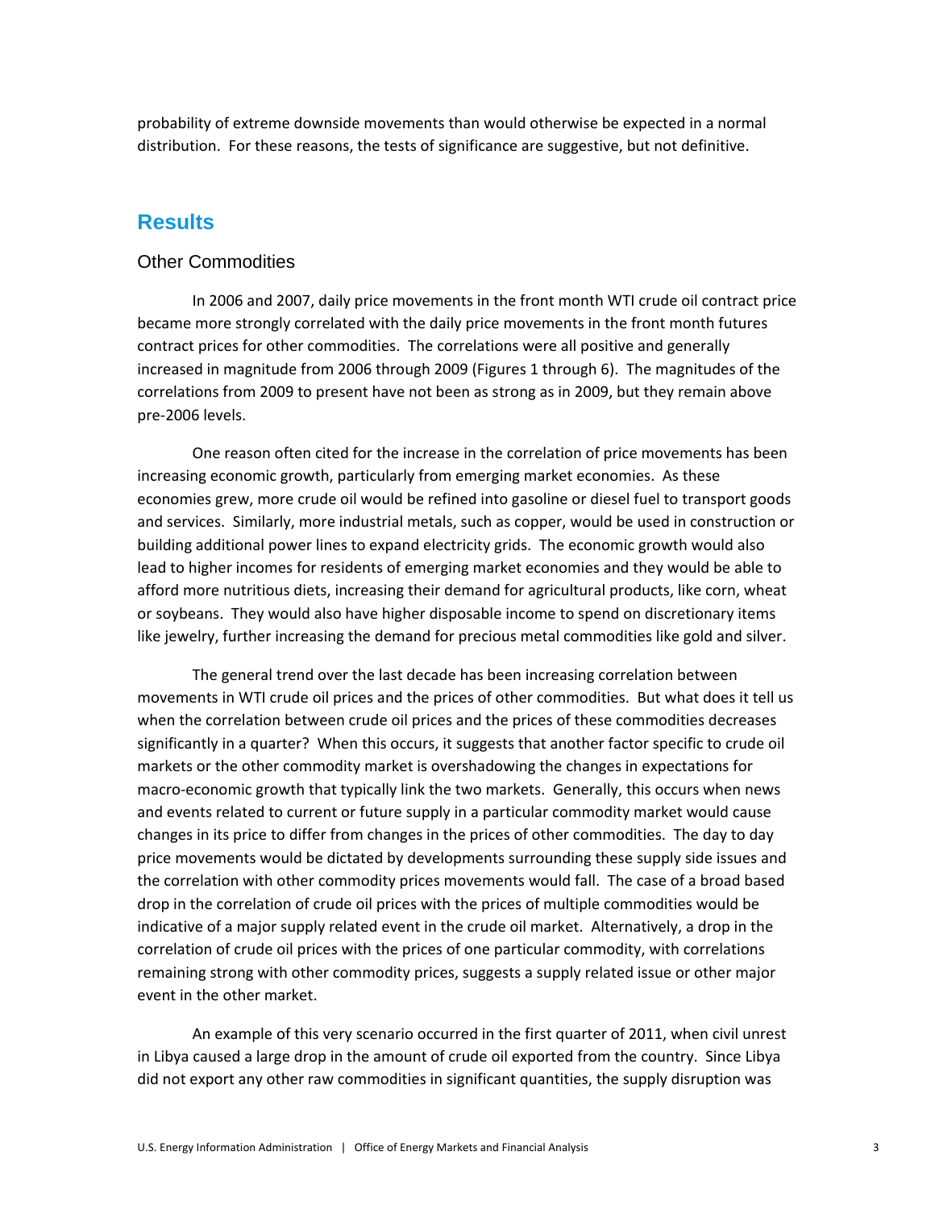probability of extreme downside movements than would otherwise be expected in a normal distribution. For these reasons, the tests of significance are suggestive, but not definitive.

## Results

### Other Commodities

In 2006 and 2007, daily price movements in the front month WTI crude oil contract price became more strongly correlated with the daily price movements in the front month futures contract prices for other commodities. The correlations were all positive and generally increased in magnitude from 2006 through 2009 (Figures 1 through 6). The magnitudes of the correlations from 2009 to present have not been as strong as in 2009, but they remain above pre-2006 levels.

One reason often cited for the increase in the correlation of price movements has been increasing economic growth, particularly from emerging market economies. As these economies grew, more crude oil would be refined into gasoline or diesel fuel to transport goods and services. Similarly, more industrial metals, such as copper, would be used in construction or building additional power lines to expand electricity grids. The economic growth would also lead to higher incomes for residents of emerging market economies and they would be able to afford more nutritious diets, increasing their demand for agricultural products, like corn, wheat or soybeans. They would also have higher disposable income to spend on discretionary items like jewelry, further increasing the demand for precious metal commodities like gold and silver.

The general trend over the last decade has been increasing correlation between movements in WTI crude oil prices and the prices of other commodities. But what does it tell us when the correlation between crude oil prices and the prices of these commodities decreases significantly in a quarter? When this occurs, it suggests that another factor specific to crude oil markets or the other commodity market is overshadowing the changes in expectations for macro-economic growth that typically link the two markets. Generally, this occurs when news and events related to current or future supply in a particular commodity market would cause changes in its price to differ from changes in the prices of other commodities. The day to day price movements would be dictated by developments surrounding these supply side issues and the correlation with other commodity prices movements would fall. The case of a broad based drop in the correlation of crude oil prices with the prices of multiple commodities would be indicative of a major supply related event in the crude oil market. Alternatively, a drop in the correlation of crude oil prices with the prices of one particular commodity, with correlations remaining strong with other commodity prices, suggests a supply related issue or other major event in the other market.

An example of this very scenario occurred in the first quarter of 2011, when civil unrest in Libya caused a large drop in the amount of crude oil exported from the country. Since Libya did not export any other raw commodities in significant quantities, the supply disruption was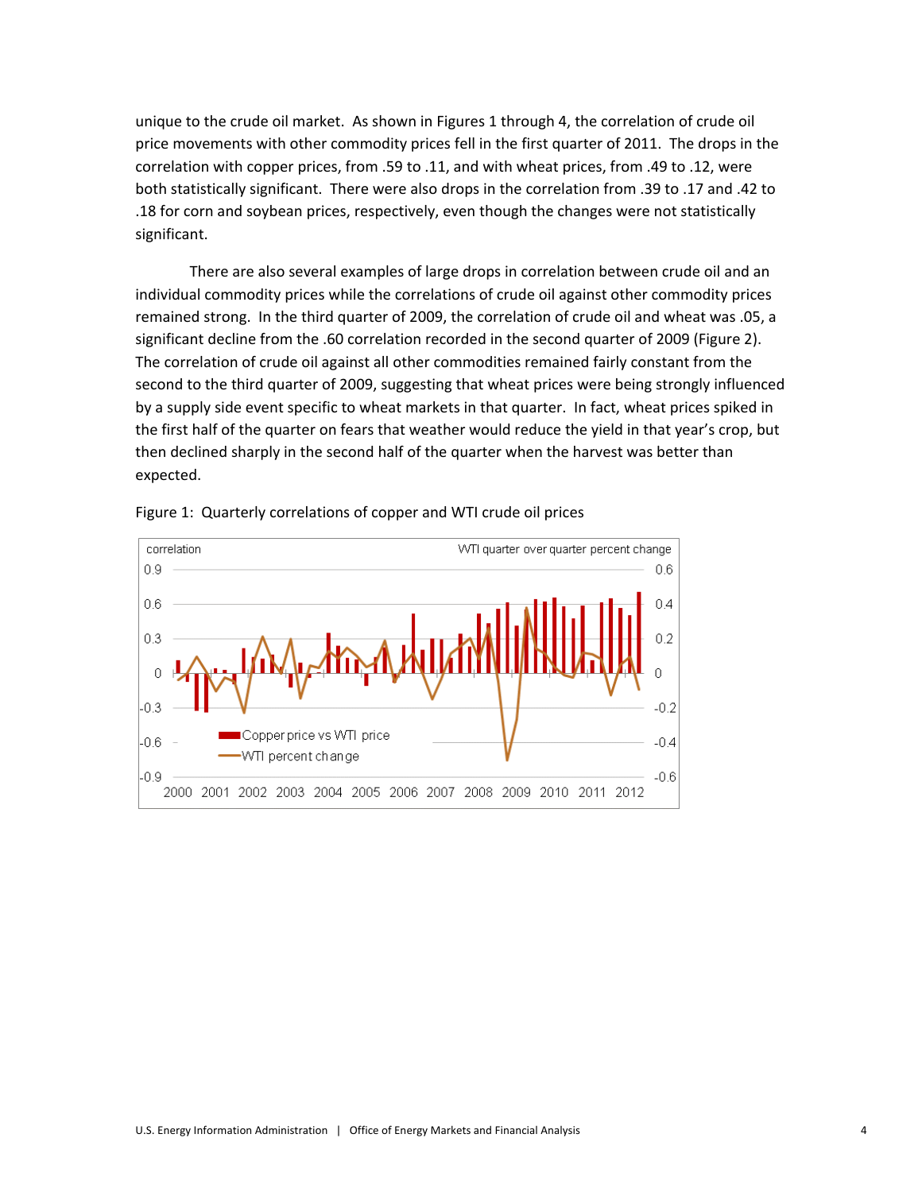unique to the crude oil market. As shown in Figures 1 through 4, the correlation of crude oil price movements with other commodity prices fell in the first quarter of 2011. The drops in the correlation with copper prices, from .59 to .11, and with wheat prices, from .49 to .12, were both statistically significant. There were also drops in the correlation from .39 to .17 and .42 to .18 for corn and soybean prices, respectively, even though the changes were not statistically significant.

There are also several examples of large drops in correlation between crude oil and an individual commodity prices while the correlations of crude oil against other commodity prices remained strong. In the third quarter of 2009, the correlation of crude oil and wheat was .05, a significant decline from the .60 correlation recorded in the second quarter of 2009 (Figure 2). The correlation of crude oil against all other commodities remained fairly constant from the second to the third quarter of 2009, suggesting that wheat prices were being strongly influenced by a supply side event specific to wheat markets in that quarter. In fact, wheat prices spiked in the first half of the quarter on fears that weather would reduce the yield in that year's crop, but then declined sharply in the second half of the quarter when the harvest was better than expected.

Figure 1: Quarterly correlations of copper and WTI crude oil prices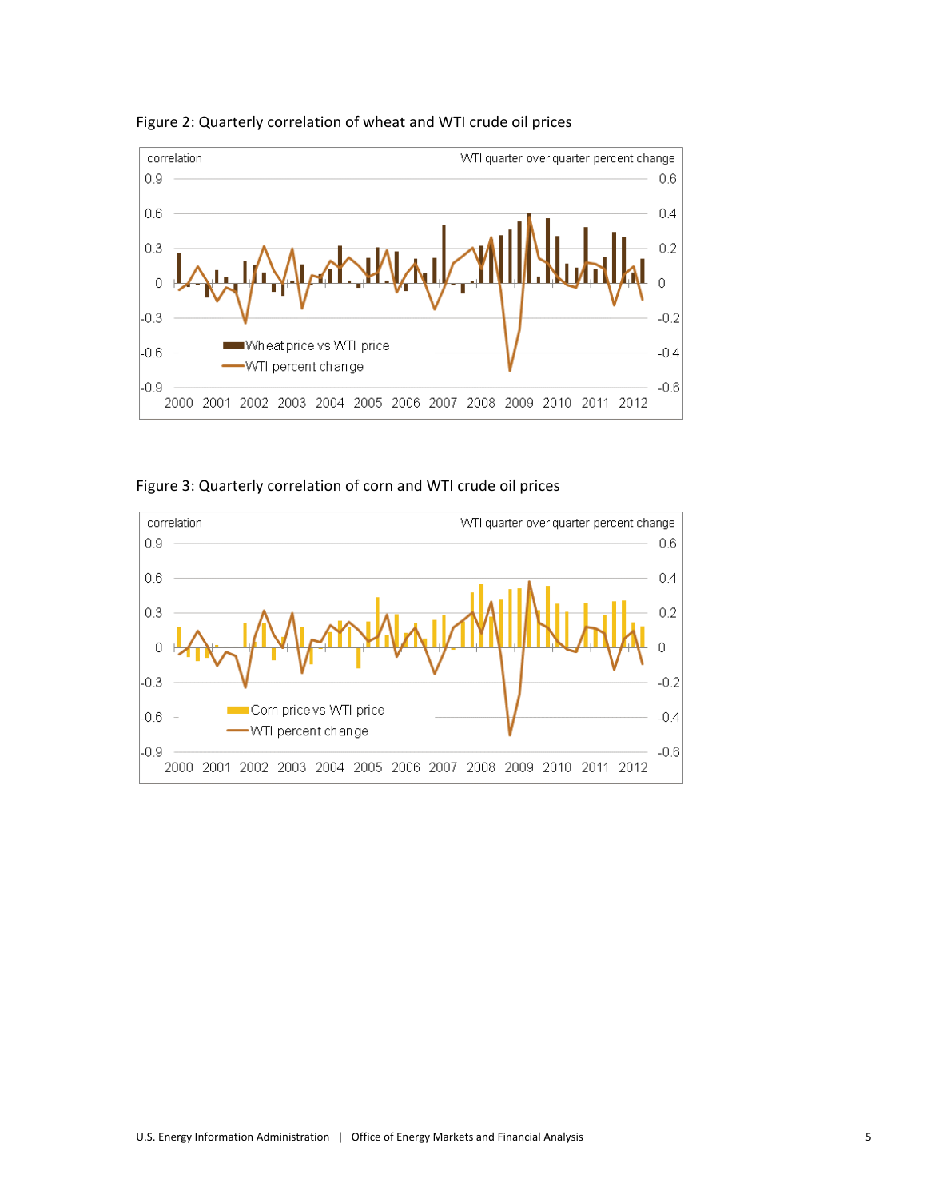Figure 2: Quarterly correlation of wheat and WTI crude oil prices

Figure 3: Quarterly correlation of corn and WTI crude oil prices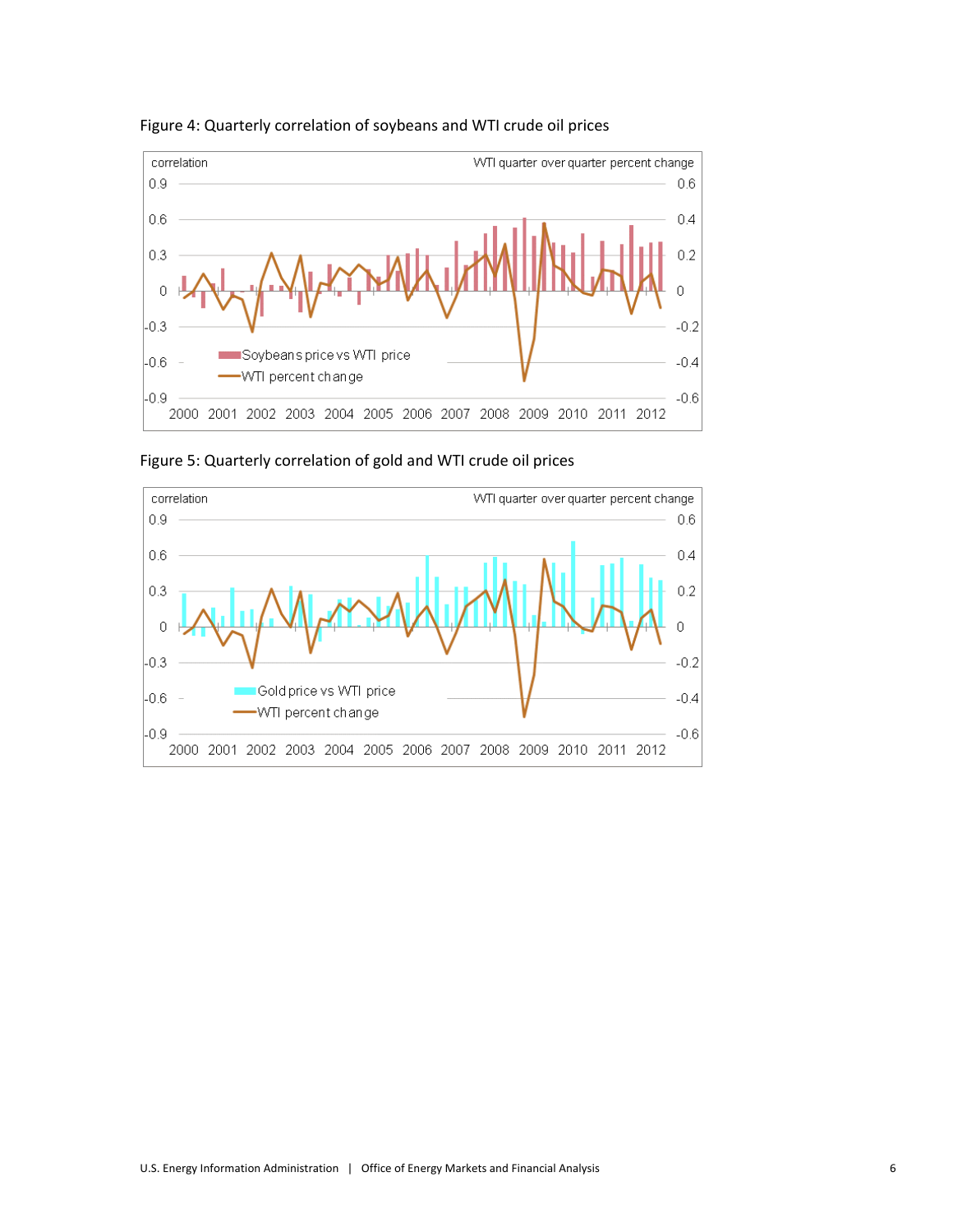Figure 4: Quarterly correlation of soybeans and WTI crude oil prices

Figure 5: Quarterly correlation of gold and WTI crude oil prices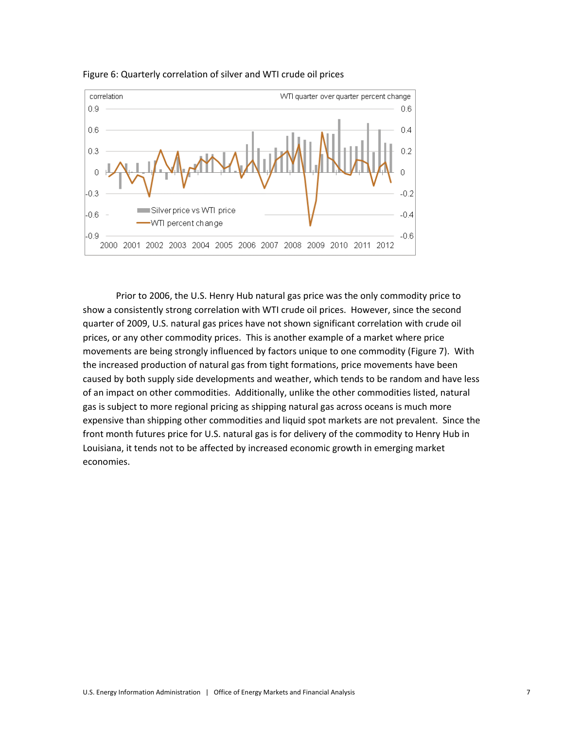Figure 6: Quarterly correlation of silver and WTI crude oil prices

Prior to 2006, the U.S. Henry Hub natural gas price was the only commodity price to show a consistently strong correlation with WTI crude oil prices. However, since the second quarter of 2009, U.S. natural gas prices have not shown significant correlation with crude oil prices, or any other commodity prices. This is another example of a market where price movements are being strongly influenced by factors unique to one commodity (Figure 7). With the increased production of natural gas from tight formations, price movements have been caused by both supply side developments and weather, which tends to be random and have less of an impact on other commodities. Additionally, unlike the other commodities listed, natural gas is subject to more regional pricing as shipping natural gas across oceans is much more expensive than shipping other commodities and liquid spot markets are not prevalent. Since the front month futures price for U.S. natural gas is for delivery of the commodity to Henry Hub in Louisiana, it tends not to be affected by increased economic growth in emerging market economies.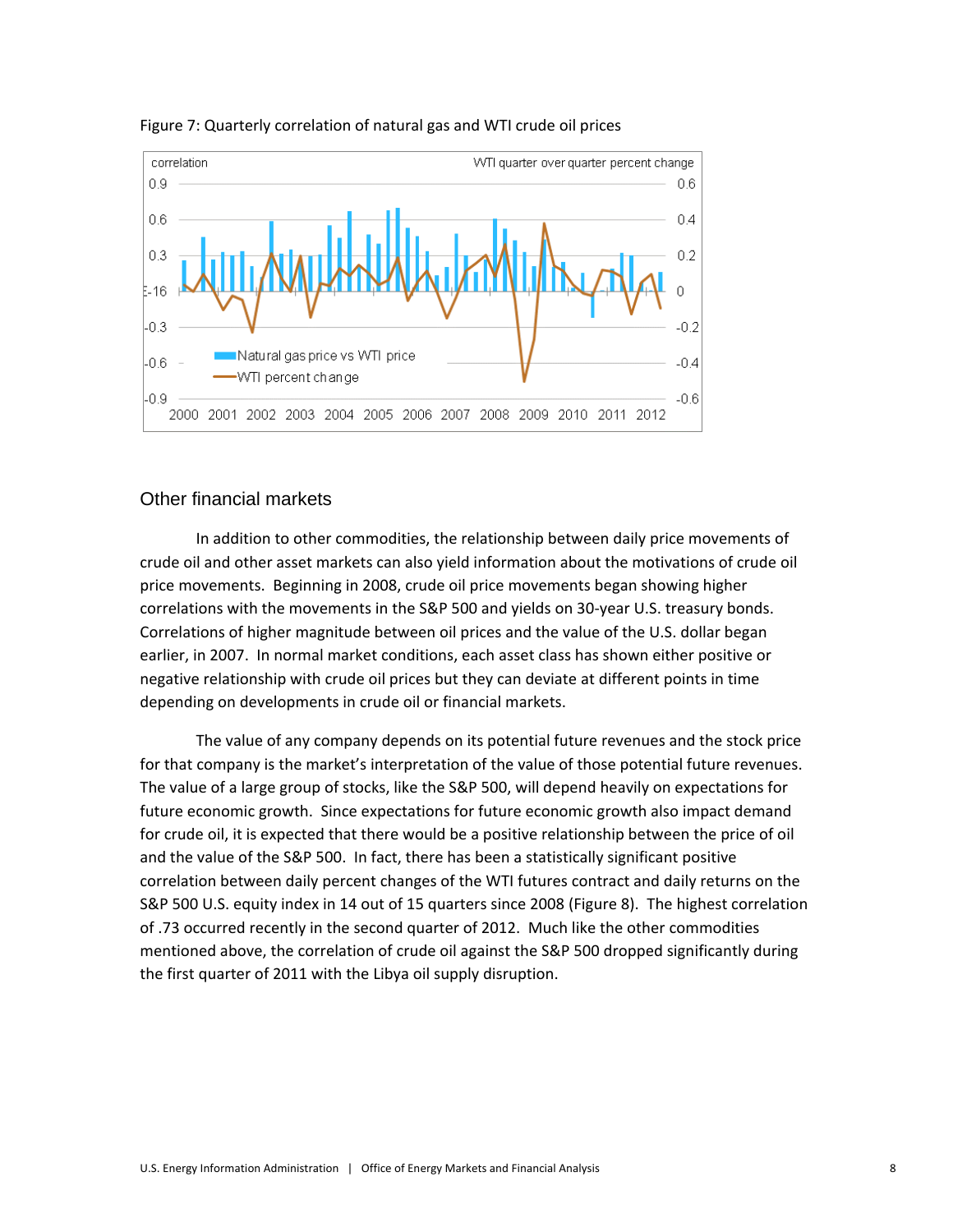Figure 7: Quarterly correlation of natural gas and WTI crude oil prices

## Other financial markets

In addition to other commodities, the relationship between daily price movements of crude oil and other asset markets can also yield information about the motivations of crude oil price movements. Beginning in 2008, crude oil price movements began showing higher correlations with the movements in the S&P 500 and yields on 30-year U.S. treasury bonds. Correlations of higher magnitude between oil prices and the value of the U.S. dollar began earlier, in 2007. In normal market conditions, each asset class has shown either positive or negative relationship with crude oil prices but they can deviate at different points in time depending on developments in crude oil or financial markets.

The value of any company depends on its potential future revenues and the stock price for that company is the market's interpretation of the value of those potential future revenues. The value of a large group of stocks, like the S&P 500, will depend heavily on expectations for future economic growth. Since expectations for future economic growth also impact demand for crude oil, it is expected that there would be a positive relationship between the price of oil and the value of the S&P 500. In fact, there has been a statistically significant positive correlation between daily percent changes of the WTI futures contract and daily returns on the S&P 500 U.S. equity index in 14 out of 15 quarters since 2008 (Figure 8). The highest correlation of .73 occurred recently in the second quarter of 2012. Much like the other commodities mentioned above, the correlation of crude oil against the S&P 500 dropped significantly during the first quarter of 2011 with the Libya oil supply disruption.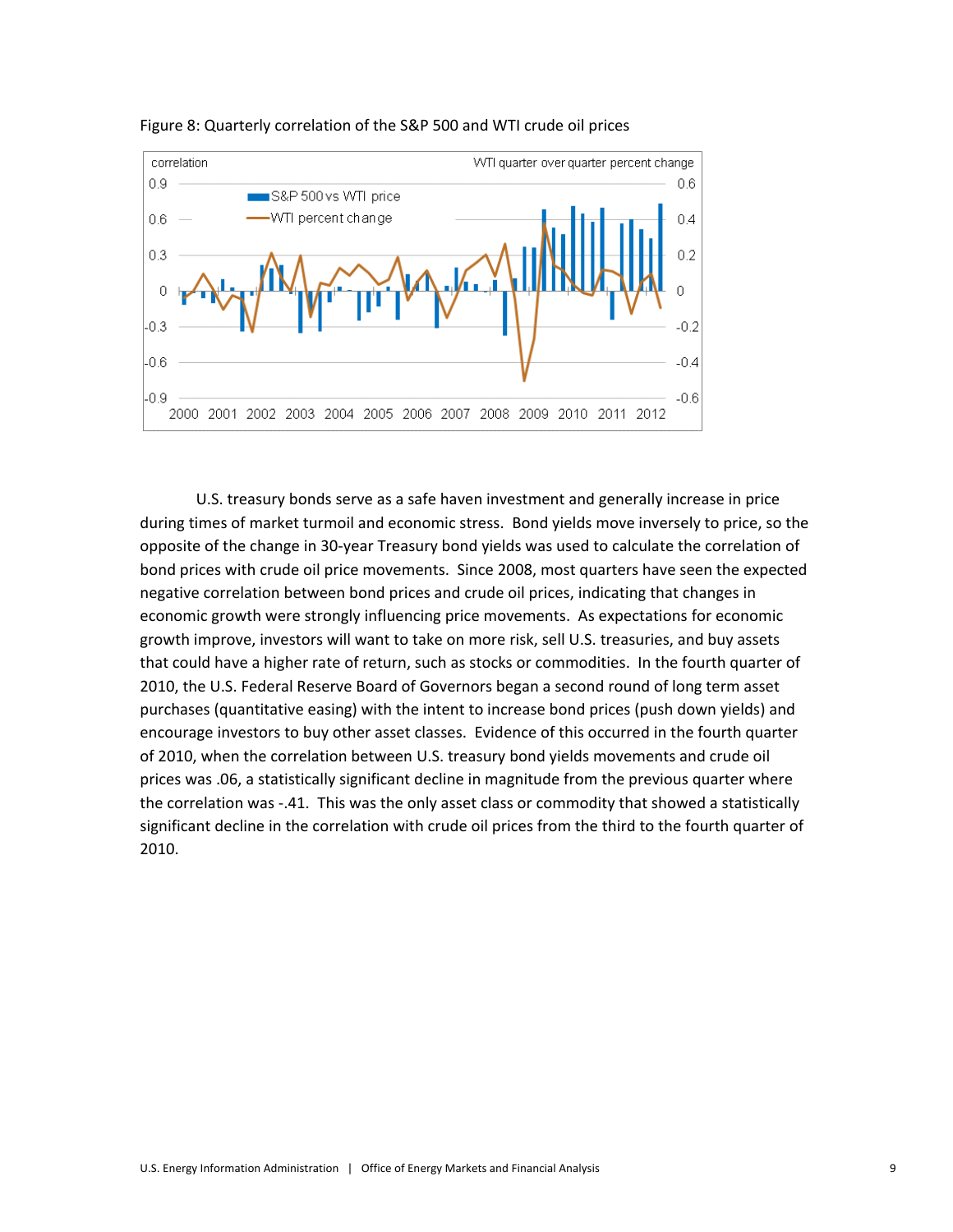Figure 8: Quarterly correlation of the S&P 500 and WTI crude oil prices

U.S. treasury bonds serve as a safe haven investment and generally increase in price during times of market turmoil and economic stress. Bond yields move inversely to price, so the opposite of the change in 30-year Treasury bond yields was used to calculate the correlation of bond prices with crude oil price movements. Since 2008, most quarters have seen the expected negative correlation between bond prices and crude oil prices, indicating that changes in economic growth were strongly influencing price movements. As expectations for economic growth improve, investors will want to take on more risk, sell U.S. treasuries, and buy assets that could have a higher rate of return, such as stocks or commodities. In the fourth quarter of 2010, the U.S. Federal Reserve Board of Governors began a second round of long term asset purchases (quantitative easing) with the intent to increase bond prices (push down yields) and encourage investors to buy other asset classes. Evidence of this occurred in the fourth quarter of 2010, when the correlation between U.S. treasury bond yields movements and crude oil prices was .06, a statistically significant decline in magnitude from the previous quarter where the correlation was -.41. This was the only asset class or commodity that showed a statistically significant decline in the correlation with crude oil prices from the third to the fourth quarter of 2010.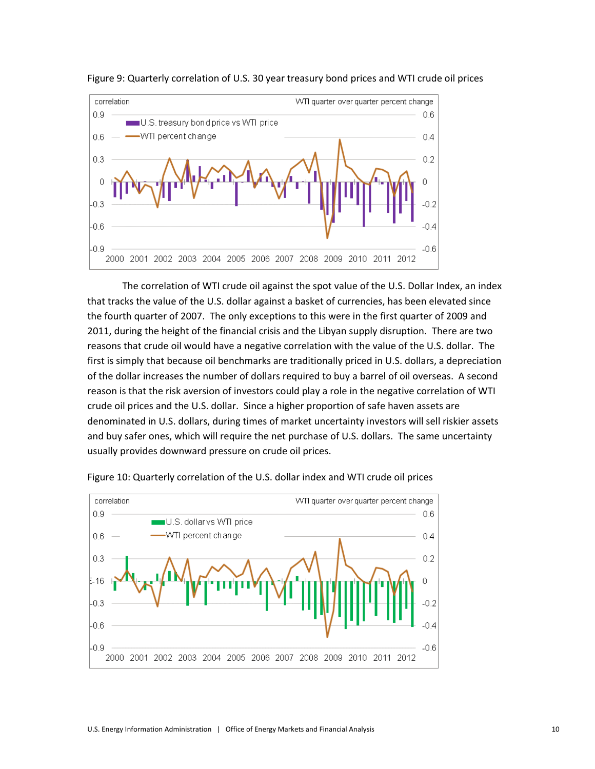Figure 9: Quarterly correlation of U.S. 30 year treasury bond prices and WTI crude oil prices

The correlation of WTI crude oil against the spot value of the U.S. Dollar Index, an index that tracks the value of the U.S. dollar against a basket of currencies, has been elevated since the fourth quarter of 2007. The only exceptions to this were in the first quarter of 2009 and 2011, during the height of the financial crisis and the Libyan supply disruption. There are two reasons that crude oil would have a negative correlation with the value of the U.S. dollar. The first is simply that because oil benchmarks are traditionally priced in U.S. dollars, a depreciation of the dollar increases the number of dollars required to buy a barrel of oil overseas. A second reason is that the risk aversion of investors could play a role in the negative correlation of WTI crude oil prices and the U.S. dollar. Since a higher proportion of safe haven assets are denominated in U.S. dollars, during times of market uncertainty investors will sell riskier assets and buy safer ones, which will require the net purchase of U.S. dollars. The same uncertainty usually provides downward pressure on crude oil prices.

Figure 10: Quarterly correlation of the U.S. dollar index and WTI crude oil prices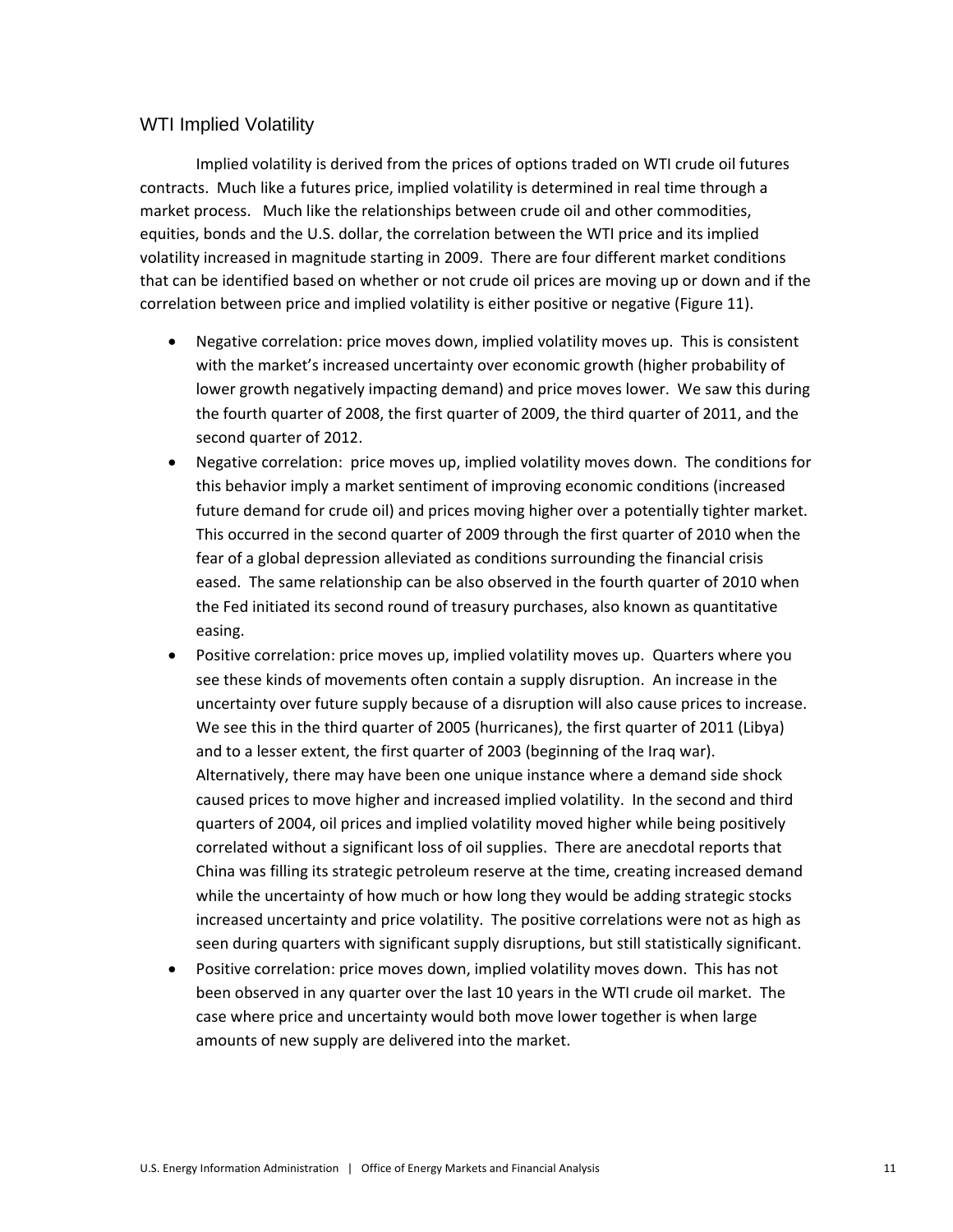## WTI Implied Volatility

Implied volatility is derived from the prices of options traded on WTI crude oil futures contracts. Much like a futures price, implied volatility is determined in real time through a market process. Much like the relationships between crude oil and other commodities, equities, bonds and the U.S. dollar, the correlation between the WTI price and its implied volatility increased in magnitude starting in 2009. There are four different market conditions that can be identified based on whether or not crude oil prices are moving up or down and if the correlation between price and implied volatility is either positive or negative (Figure 11).

- Negative correlation: price moves down, implied volatility moves up. This is consistent with the market's increased uncertainty over economic growth (higher probability of lower growth negatively impacting demand) and price moves lower. We saw this during the fourth quarter of 2008, the first quarter of 2009, the third quarter of 2011, and the second quarter of 2012.
- Negative correlation: price moves up, implied volatility moves down. The conditions for this behavior imply a market sentiment of improving economic conditions (increased future demand for crude oil) and prices moving higher over a potentially tighter market. This occurred in the second quarter of 2009 through the first quarter of 2010 when the fear of a global depression alleviated as conditions surrounding the financial crisis eased. The same relationship can be also observed in the fourth quarter of 2010 when the Fed initiated its second round of treasury purchases, also known as quantitative easing.
- Positive correlation: price moves up, implied volatility moves up. Quarters where you see these kinds of movements often contain a supply disruption. An increase in the uncertainty over future supply because of a disruption will also cause prices to increase. We see this in the third quarter of 2005 (hurricanes), the first quarter of 2011 (Libya) and to a lesser extent, the first quarter of 2003 (beginning of the Iraq war). Alternatively, there may have been one unique instance where a demand side shock caused prices to move higher and increased implied volatility. In the second and third quarters of 2004, oil prices and implied volatility moved higher while being positively correlated without a significant loss of oil supplies. There are anecdotal reports that China was filling its strategic petroleum reserve at the time, creating increased demand while the uncertainty of how much or how long they would be adding strategic stocks increased uncertainty and price volatility. The positive correlations were not as high as seen during quarters with significant supply disruptions, but still statistically significant.
- Positive correlation: price moves down, implied volatility moves down. This has not been observed in any quarter over the last 10 years in the WTI crude oil market. The case where price and uncertainty would both move lower together is when large amounts of new supply are delivered into the market.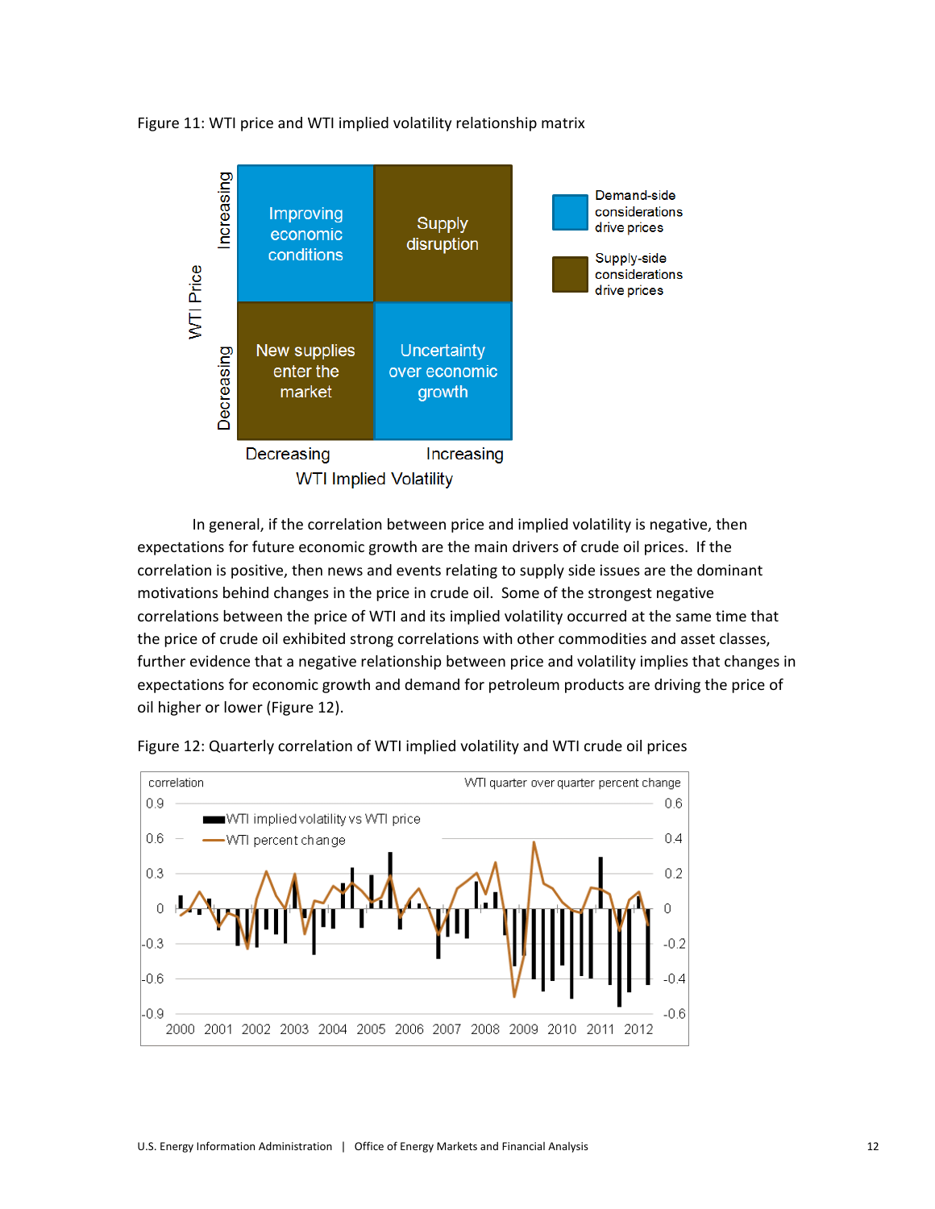Figure 11: WTI price and WTI implied volatility relationship matrix

| WTI Price \ WTI Implied Volatility | Decreasing | Increasing |
| --- | --- | --- |
| Increasing | Improving economic conditions | Supply disruption |
| Decreasing | New supplies enter the market | Uncertainty over economic growth |

Demand-side considerations drive prices: Improving economic conditions; Uncertainty over economic growth

Supply-side considerations drive prices: Supply disruption; New supplies enter the market

In general, if the correlation between price and implied volatility is negative, then expectations for future economic growth are the main drivers of crude oil prices. If the correlation is positive, then news and events relating to supply side issues are the dominant motivations behind changes in the price in crude oil. Some of the strongest negative correlations between the price of WTI and its implied volatility occurred at the same time that the price of crude oil exhibited strong correlations with other commodities and asset classes, further evidence that a negative relationship between price and volatility implies that changes in expectations for economic growth and demand for petroleum products are driving the price of oil higher or lower (Figure 12).

Figure 12: Quarterly correlation of WTI implied volatility and WTI crude oil prices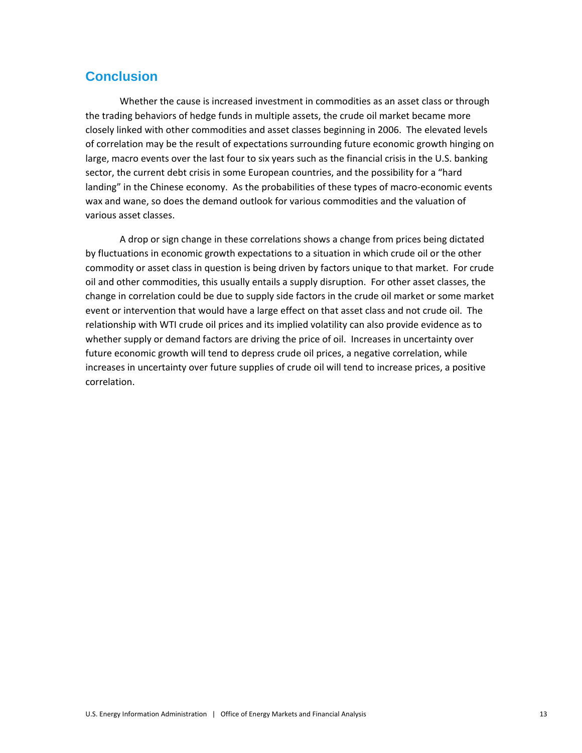## Conclusion

Whether the cause is increased investment in commodities as an asset class or through the trading behaviors of hedge funds in multiple assets, the crude oil market became more closely linked with other commodities and asset classes beginning in 2006. The elevated levels of correlation may be the result of expectations surrounding future economic growth hinging on large, macro events over the last four to six years such as the financial crisis in the U.S. banking sector, the current debt crisis in some European countries, and the possibility for a "hard landing" in the Chinese economy. As the probabilities of these types of macro-economic events wax and wane, so does the demand outlook for various commodities and the valuation of various asset classes.

A drop or sign change in these correlations shows a change from prices being dictated by fluctuations in economic growth expectations to a situation in which crude oil or the other commodity or asset class in question is being driven by factors unique to that market. For crude oil and other commodities, this usually entails a supply disruption. For other asset classes, the change in correlation could be due to supply side factors in the crude oil market or some market event or intervention that would have a large effect on that asset class and not crude oil. The relationship with WTI crude oil prices and its implied volatility can also provide evidence as to whether supply or demand factors are driving the price of oil. Increases in uncertainty over future economic growth will tend to depress crude oil prices, a negative correlation, while increases in uncertainty over future supplies of crude oil will tend to increase prices, a positive correlation.